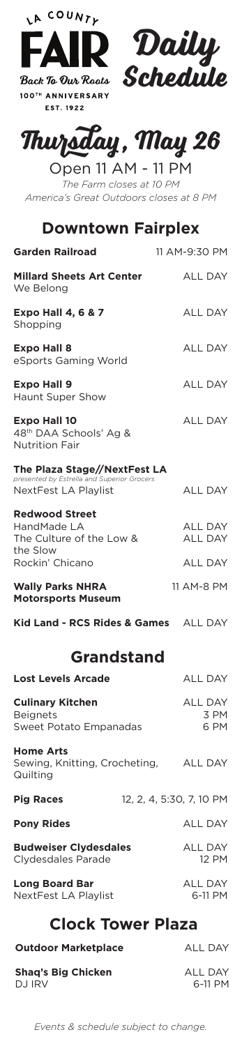# LA COUNTY FAIR Daily Schedule

Back To Our Roots

100[TH] ANNIVERSARY

EST. 1922

## Thursday, May 26

Open 11 AM - 11 PM

*The Farm closes at 10 PM*

*America's Great Outdoors closes at 8 PM*

## Downtown Fairplex

| | |
|---|---|
| **Garden Railroad** | 11 AM-9:30 PM |
| **Millard Sheets Art Center** | |
| We Belong | ALL DAY |
| **Expo Hall 4, 6 & 7** | |
| Shopping | ALL DAY |
| **Expo Hall 8** | |
| eSports Gaming World | ALL DAY |
| **Expo Hall 9** | |
| Haunt Super Show | ALL DAY |
| **Expo Hall 10** | |
| 48th DAA Schools' Ag & Nutrition Fair | ALL DAY |
| **The Plaza Stage//NextFest LA** *presented by Estrella and Superior Grocers* | |
| NextFest LA Playlist | ALL DAY |
| **Redwood Street** | |
| HandMade LA | ALL DAY |
| The Culture of the Low & the Slow | ALL DAY |
| Rockin' Chicano | ALL DAY |
| **Wally Parks NHRA Motorsports Museum** | 11 AM-8 PM |
| **Kid Land - RCS Rides & Games** | ALL DAY |

## Grandstand

| | |
|---|---|
| **Lost Levels Arcade** | ALL DAY |
| **Culinary Kitchen** | ALL DAY |
| Beignets | 3 PM |
| Sweet Potato Empanadas | 6 PM |
| **Home Arts** | |
| Sewing, Knitting, Crocheting, Quilting | ALL DAY |
| **Pig Races** | 12, 2, 4, 5:30, 7, 10 PM |
| **Pony Rides** | ALL DAY |
| **Budweiser Clydesdales** | ALL DAY |
| Clydesdales Parade | 12 PM |
| **Long Board Bar** | ALL DAY |
| NextFest LA Playlist | 6-11 PM |

## Clock Tower Plaza

| | |
|---|---|
| **Outdoor Marketplace** | ALL DAY |
| **Shaq's Big Chicken** | ALL DAY |
| DJ IRV | 6-11 PM |

*Events & schedule subject to change.*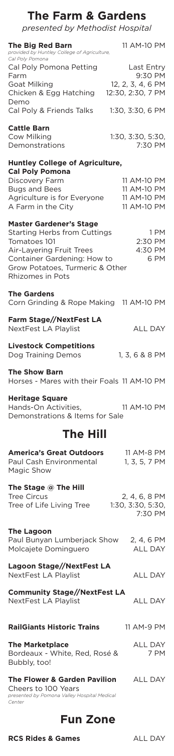# The Farm & Gardens

*presented by Methodist Hospital*

**The Big Red Barn** — 11 AM-10 PM
*provided by Huntley College of Agriculture, Cal Poly Pomona*

| | |
|---|---|
| Cal Poly Pomona Petting Farm | Last Entry 9:30 PM |
| Goat Milking | 12, 2, 3, 4, 6 PM |
| Chicken & Egg Hatching Demo | 12:30, 2:30, 7 PM |
| Cal Poly & Friends Talks | 1:30, 3:30, 6 PM |

**Cattle Barn**

| | |
|---|---|
| Cow Milking Demonstrations | 1:30, 3:30, 5:30, 7:30 PM |

**Huntley College of Agriculture, Cal Poly Pomona**

| | |
|---|---|
| Discovery Farm | 11 AM-10 PM |
| Bugs and Bees | 11 AM-10 PM |
| Agriculture is for Everyone | 11 AM-10 PM |
| A Farm in the City | 11 AM-10 PM |

**Master Gardener's Stage**

| | |
|---|---|
| Starting Herbs from Cuttings | 1 PM |
| Tomatoes 101 | 2:30 PM |
| Air-Layering Fruit Trees | 4:30 PM |
| Container Gardening: How to Grow Potatoes, Turmeric & Other Rhizomes in Pots | 6 PM |

**The Gardens**

| | |
|---|---|
| Corn Grinding & Rope Making | 11 AM-10 PM |

**Farm Stage//NextFest LA**

| | |
|---|---|
| NextFest LA Playlist | ALL DAY |

**Livestock Competitions**

| | |
|---|---|
| Dog Training Demos | 1, 3, 6 & 8 PM |

**The Show Barn**

| | |
|---|---|
| Horses - Mares with their Foals | 11 AM-10 PM |

**Heritage Square**

| | |
|---|---|
| Hands-On Activities, Demonstrations & Items for Sale | 11 AM-10 PM |

# The Hill

**America's Great Outdoors** — 11 AM-8 PM

| | |
|---|---|
| Paul Cash Environmental Magic Show | 1, 3, 5, 7 PM |

**The Stage @ The Hill**

| | |
|---|---|
| Tree Circus | 2, 4, 6, 8 PM |
| Tree of Life Living Tree | 1:30, 3:30, 5:30, 7:30 PM |

**The Lagoon**

| | |
|---|---|
| Paul Bunyan Lumberjack Show | 2, 4, 6 PM |
| Molcajete Dominguero | ALL DAY |

**Lagoon Stage//NextFest LA**

| | |
|---|---|
| NextFest LA Playlist | ALL DAY |

**Community Stage//NextFest LA**

| | |
|---|---|
| NextFest LA Playlist | ALL DAY |

**RailGiants Historic Trains** — 11 AM-9 PM

**The Marketplace** — ALL DAY

| | |
|---|---|
| Bordeaux - White, Red, Rosé & Bubbly, too! | 7 PM |

**The Flower & Garden Pavilion** — ALL DAY

Cheers to 100 Years
*presented by Pomona Valley Hospital Medical Center*

# Fun Zone

**RCS Rides & Games** — ALL DAY